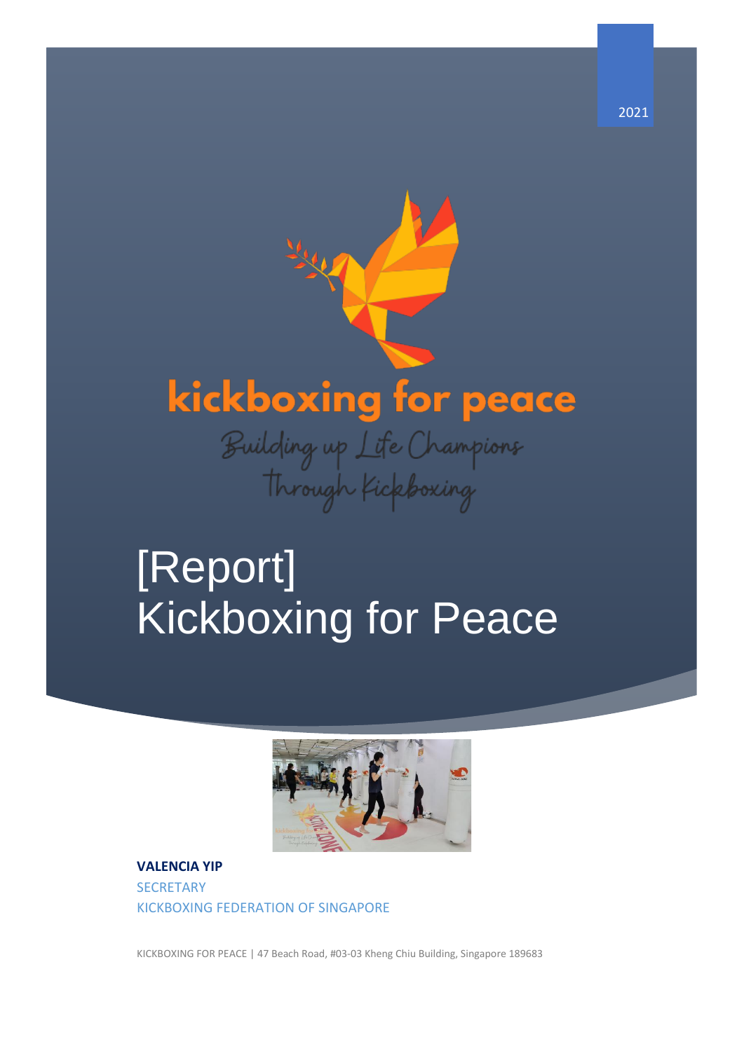2021

kickboxing for peace

Building up Life Champions Through Kickboxing

# [Report] Kickboxing for Peace

**VALENCIA YIP**

SECRETARY

KICKBOXING FEDERATION OF SINGAPORE

KICKBOXING FOR PEACE | 47 Beach Road, #03-03 Kheng Chiu Building, Singapore 189683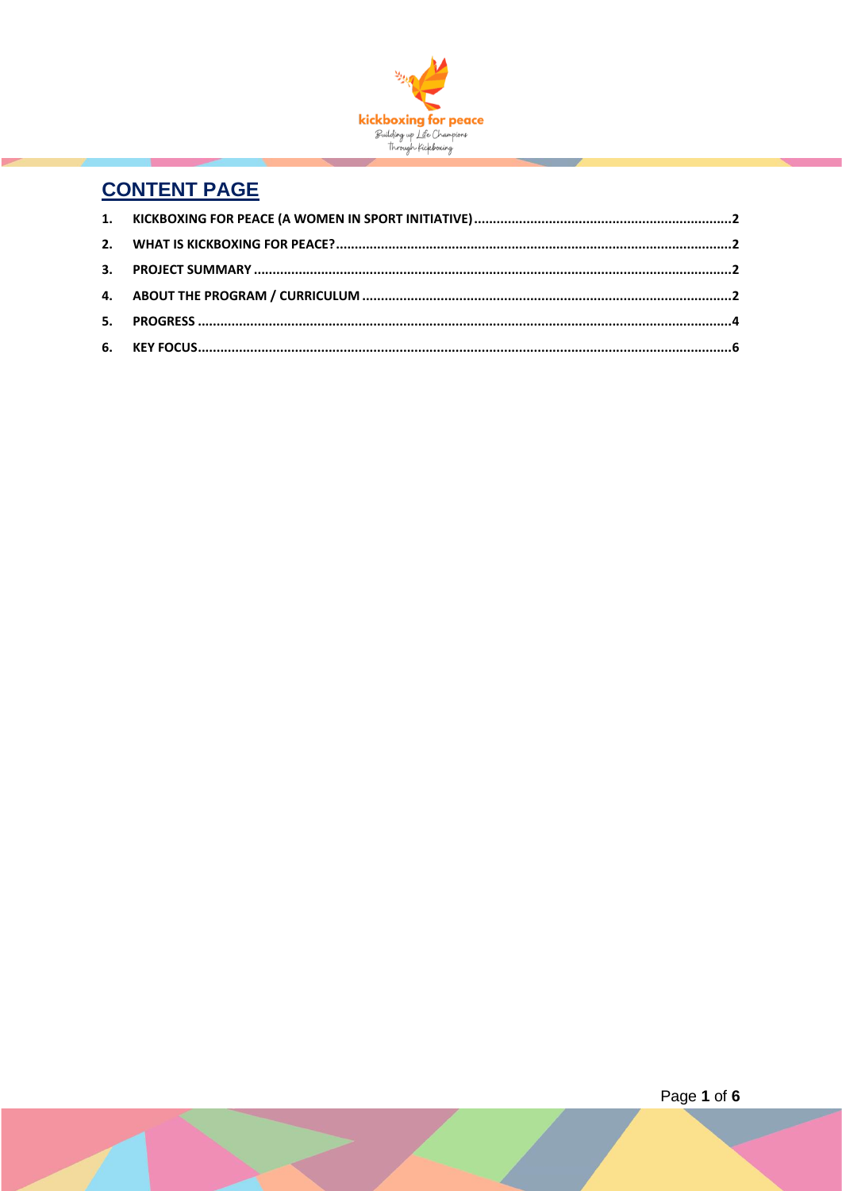# CONTENT PAGE

1. KICKBOXING FOR PEACE (A WOMEN IN SPORT INITIATIVE) ....................2
2. WHAT IS KICKBOXING FOR PEACE? ....................2
3. PROJECT SUMMARY ....................2
4. ABOUT THE PROGRAM / CURRICULUM ....................2
5. PROGRESS ....................4
6. KEY FOCUS ....................6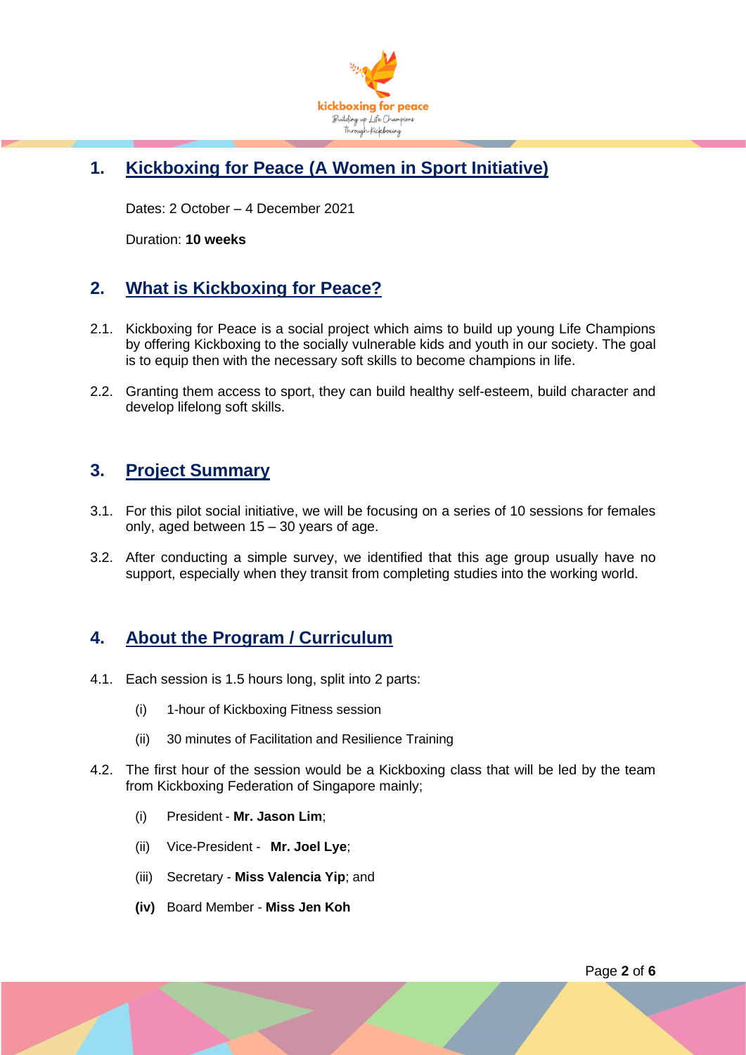## 1. Kickboxing for Peace (A Women in Sport Initiative)

Dates: 2 October – 4 December 2021

Duration: **10 weeks**

## 2. What is Kickboxing for Peace?

2.1. Kickboxing for Peace is a social project which aims to build up young Life Champions by offering Kickboxing to the socially vulnerable kids and youth in our society. The goal is to equip then with the necessary soft skills to become champions in life.

2.2. Granting them access to sport, they can build healthy self-esteem, build character and develop lifelong soft skills.

## 3. Project Summary

3.1. For this pilot social initiative, we will be focusing on a series of 10 sessions for females only, aged between 15 – 30 years of age.

3.2. After conducting a simple survey, we identified that this age group usually have no support, especially when they transit from completing studies into the working world.

## 4. About the Program / Curriculum

4.1. Each session is 1.5 hours long, split into 2 parts:

(i) 1-hour of Kickboxing Fitness session

(ii) 30 minutes of Facilitation and Resilience Training

4.2. The first hour of the session would be a Kickboxing class that will be led by the team from Kickboxing Federation of Singapore mainly;

(i) President - **Mr. Jason Lim**;

(ii) Vice-President - **Mr. Joel Lye**;

(iii) Secretary - **Miss Valencia Yip**; and

**(iv)** Board Member - **Miss Jen Koh**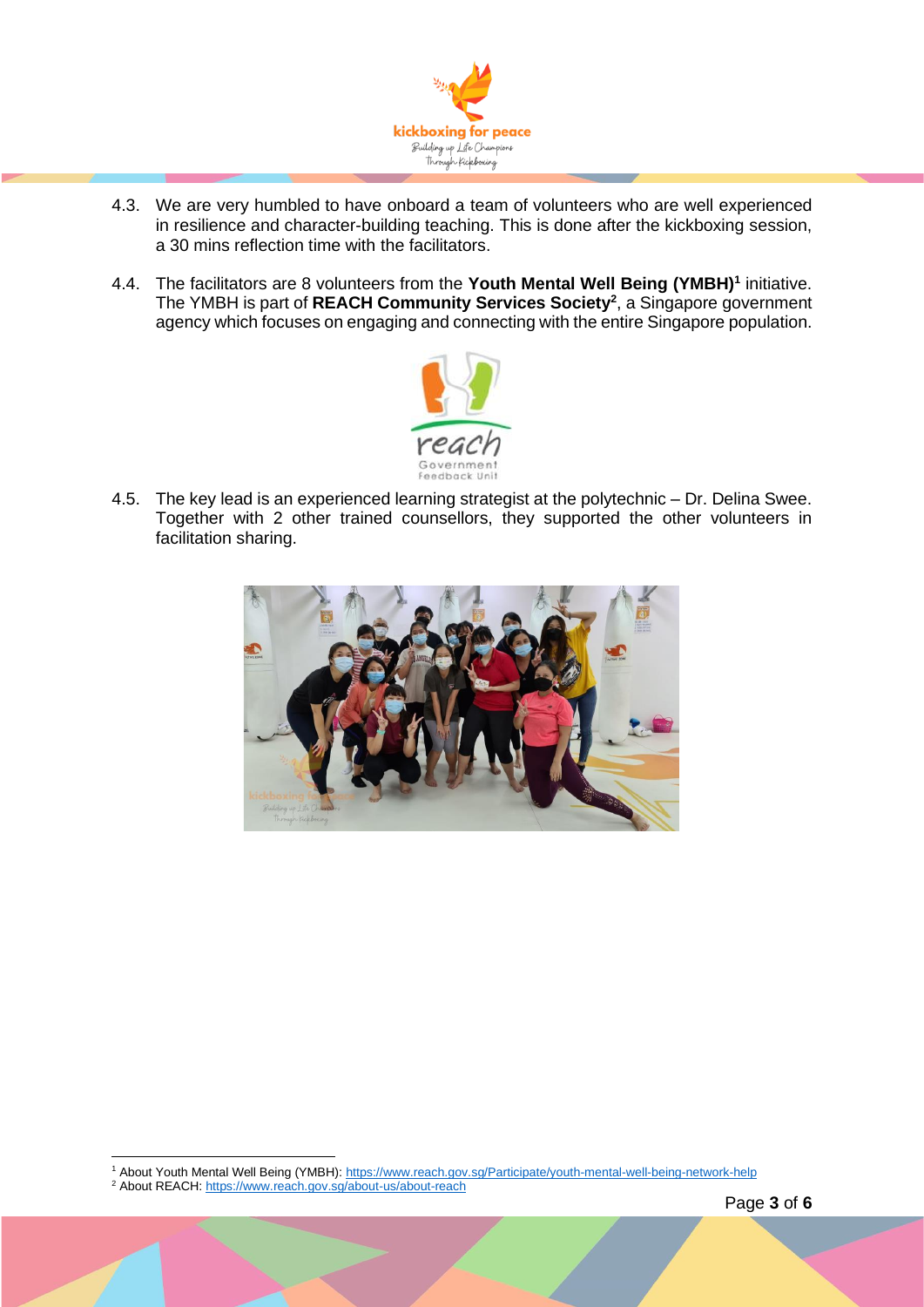4.3. We are very humbled to have onboard a team of volunteers who are well experienced in resilience and character-building teaching. This is done after the kickboxing session, a 30 mins reflection time with the facilitators.

4.4. The facilitators are 8 volunteers from the **Youth Mental Well Being (YMBH)**[1] initiative. The YMBH is part of **REACH Community Services Society**[2], a Singapore government agency which focuses on engaging and connecting with the entire Singapore population.

4.5. The key lead is an experienced learning strategist at the polytechnic – Dr. Delina Swee. Together with 2 other trained counsellors, they supported the other volunteers in facilitation sharing.

[1] About Youth Mental Well Being (YMBH): https://www.reach.gov.sg/Participate/youth-mental-well-being-network-help

[2] About REACH: https://www.reach.gov.sg/about-us/about-reach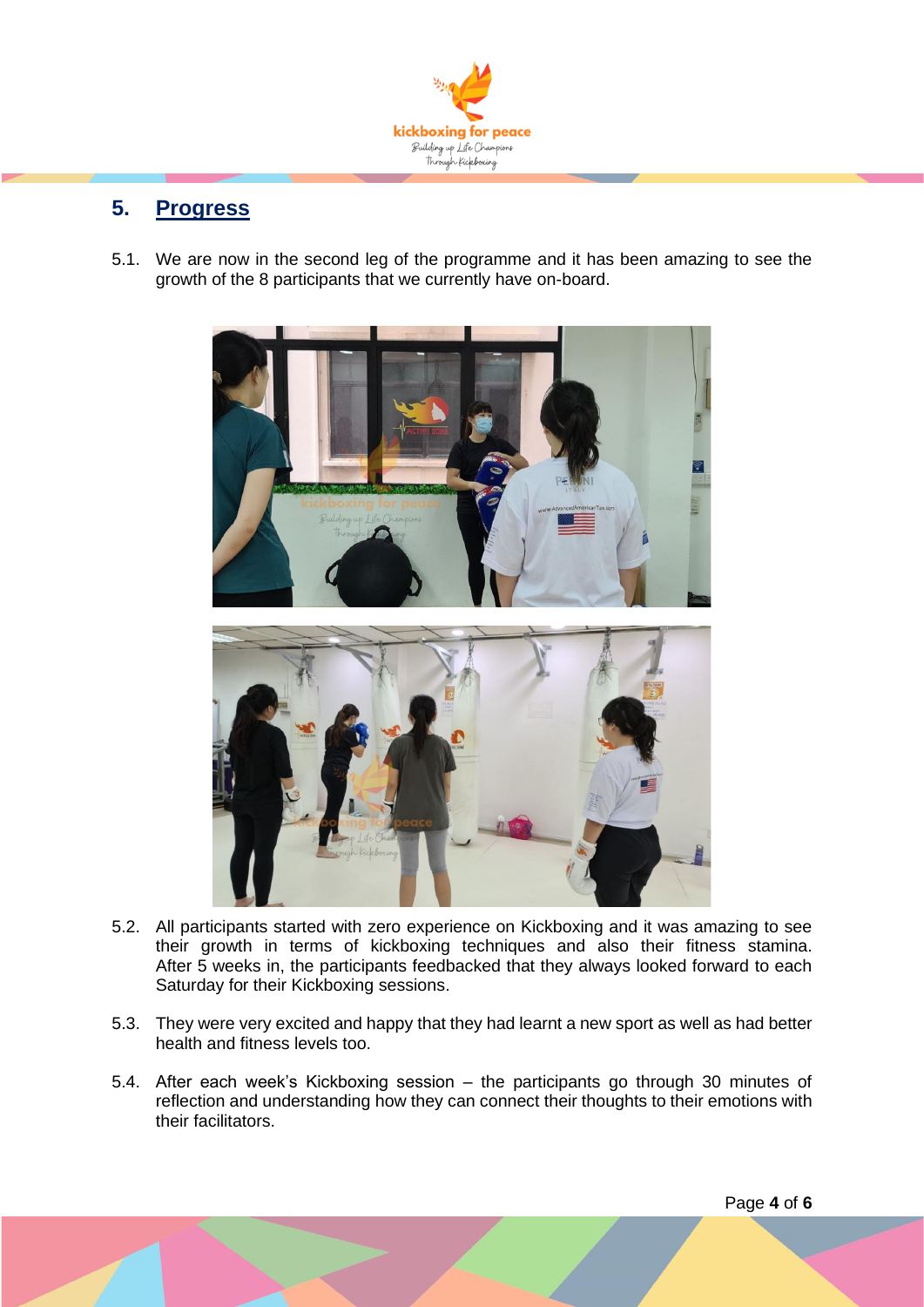## 5. Progress

5.1. We are now in the second leg of the programme and it has been amazing to see the growth of the 8 participants that we currently have on-board.

5.2. All participants started with zero experience on Kickboxing and it was amazing to see their growth in terms of kickboxing techniques and also their fitness stamina. After 5 weeks in, the participants feedbacked that they always looked forward to each Saturday for their Kickboxing sessions.

5.3. They were very excited and happy that they had learnt a new sport as well as had better health and fitness levels too.

5.4. After each week's Kickboxing session – the participants go through 30 minutes of reflection and understanding how they can connect their thoughts to their emotions with their facilitators.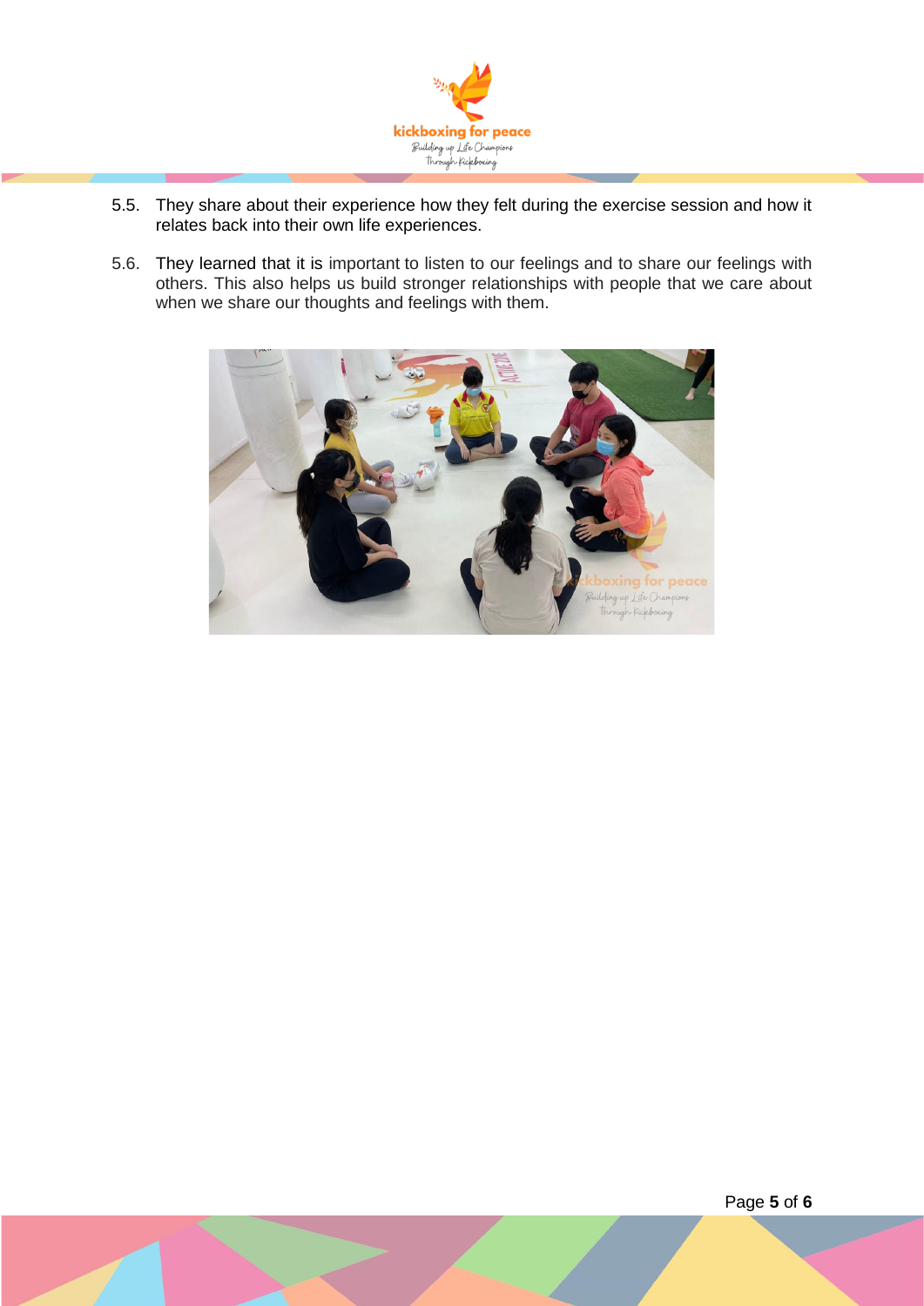5.5. They share about their experience how they felt during the exercise session and how it relates back into their own life experiences.

5.6. They learned that it is important to listen to our feelings and to share our feelings with others. This also helps us build stronger relationships with people that we care about when we share our thoughts and feelings with them.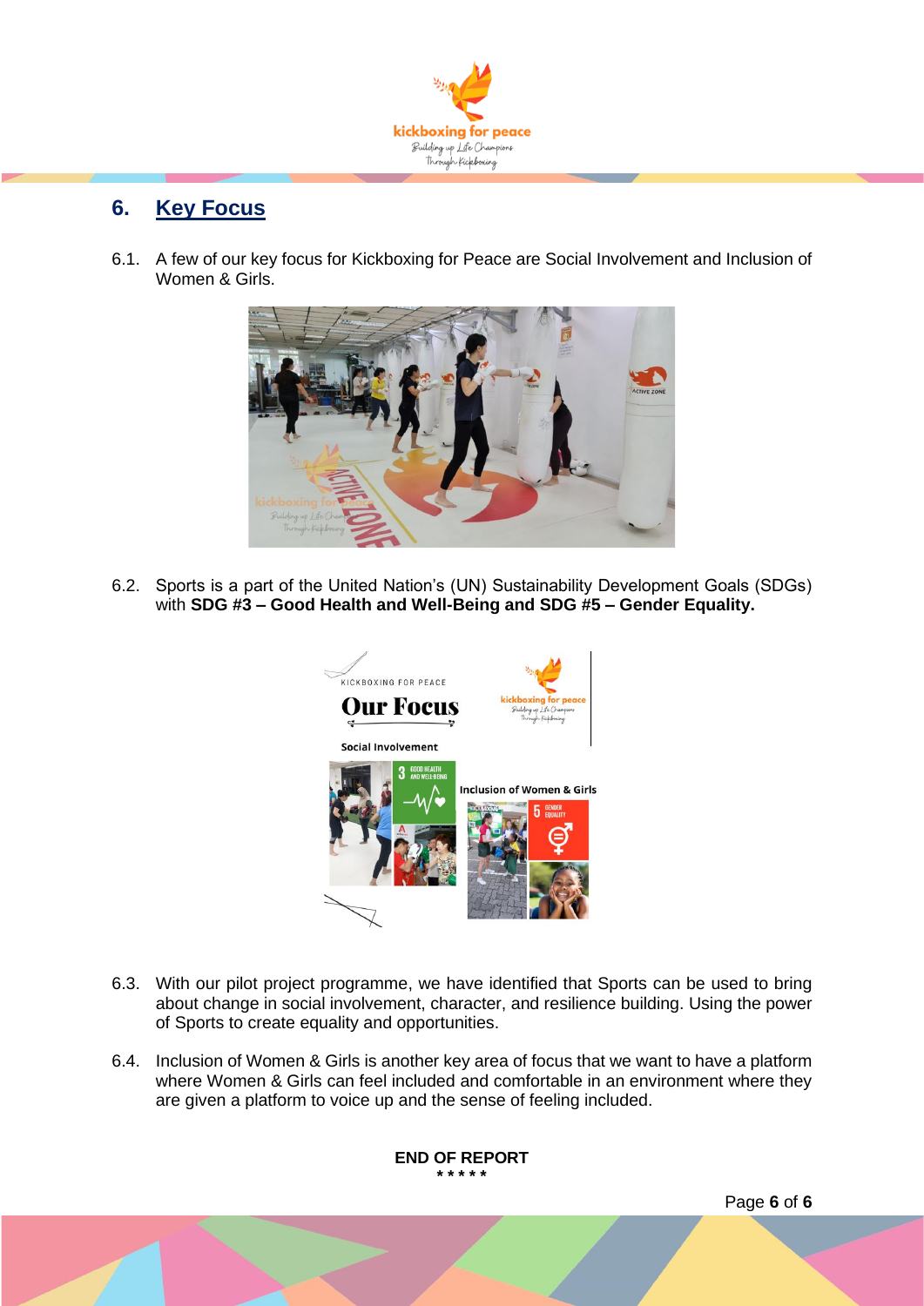## 6. Key Focus

6.1. A few of our key focus for Kickboxing for Peace are Social Involvement and Inclusion of Women & Girls.

6.2. Sports is a part of the United Nation's (UN) Sustainability Development Goals (SDGs) with **SDG #3 – Good Health and Well-Being and SDG #5 – Gender Equality.**

6.3. With our pilot project programme, we have identified that Sports can be used to bring about change in social involvement, character, and resilience building. Using the power of Sports to create equality and opportunities.

6.4. Inclusion of Women & Girls is another key area of focus that we want to have a platform where Women & Girls can feel included and comfortable in an environment where they are given a platform to voice up and the sense of feeling included.

**END OF REPORT**
**\* \* \* \* \***